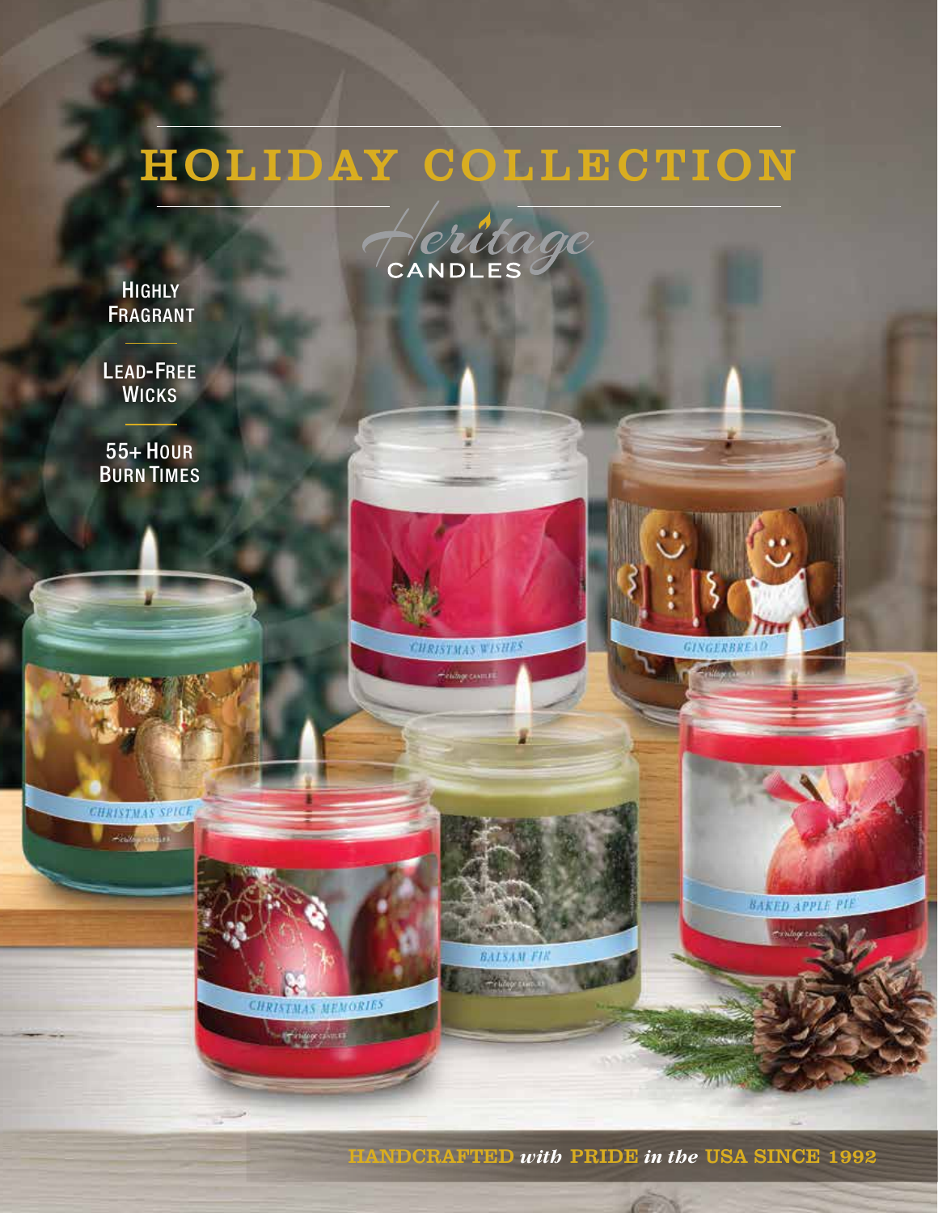# HOLIDAY COLLECTION

Heritage CANDLES

HIGHLY FRAGRANT

LEAD-FREE WICKS

55+ HOUR BURN TIMES

CHRISTMAS WISHES

GINGERBREAD

CHRISTMAS SPICE

BAKED APPLE PIE

BALSAM FIR

CHRISTMAS MEMORIES

HANDCRAFTED *with* PRIDE *in the* USA SINCE 1992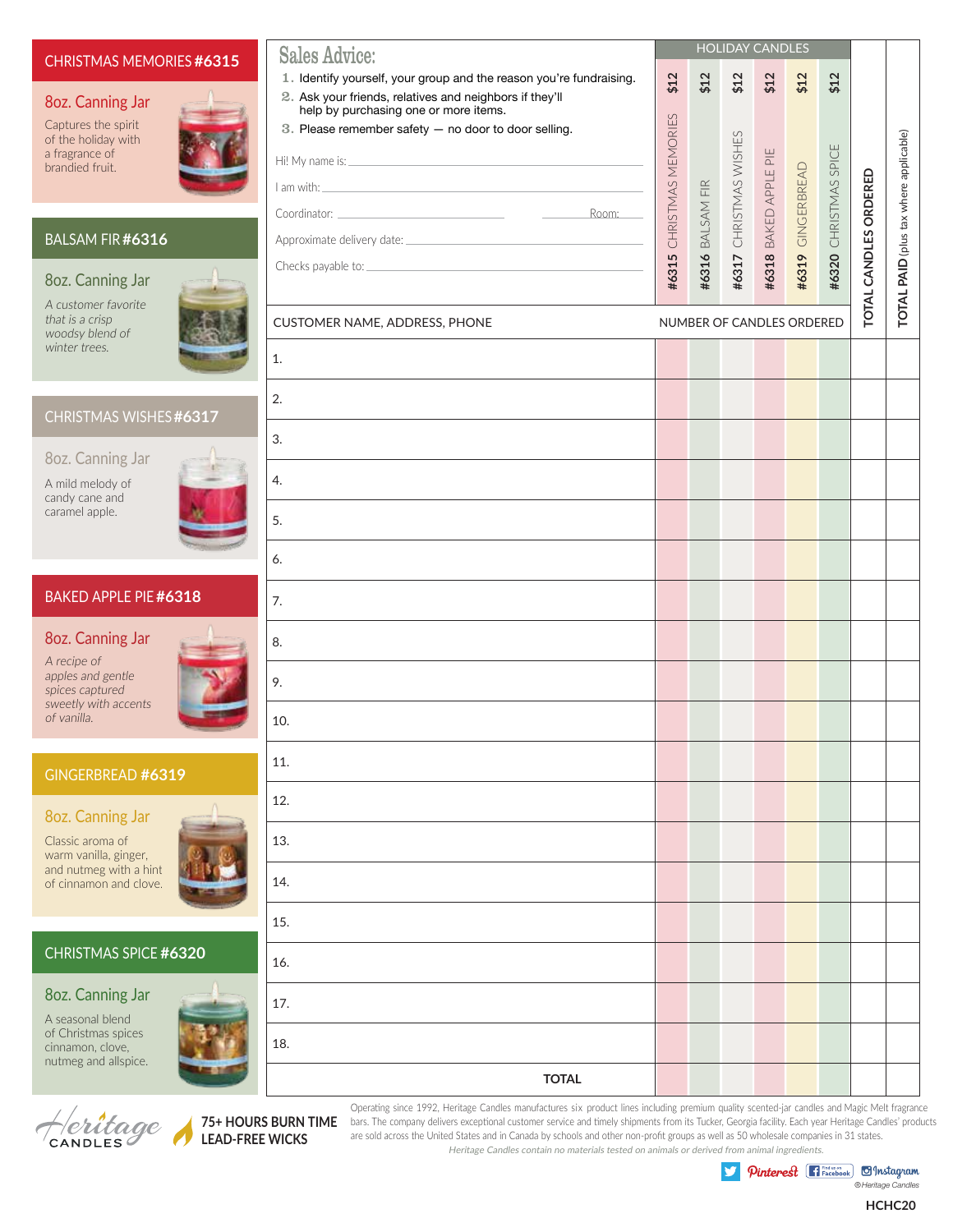## CHRISTMAS MEMORIES #6315

### 8oz. Canning Jar

Captures the spirit of the holiday with a fragrance of brandied fruit.

## BALSAM FIR #6316

### 8oz. Canning Jar

*A customer favorite that is a crisp woodsy blend of winter trees.*

## CHRISTMAS WISHES #6317

### 8oz. Canning Jar

A mild melody of candy cane and caramel apple.

## BAKED APPLE PIE #6318

### 8oz. Canning Jar

*A recipe of apples and gentle spices captured sweetly with accents of vanilla.*

## GINGERBREAD #6319

### 8oz. Canning Jar

Classic aroma of warm vanilla, ginger, and nutmeg with a hint of cinnamon and clove.

## CHRISTMAS SPICE #6320

### 8oz. Canning Jar

A seasonal blend of Christmas spices cinnamon, clove, nutmeg and allspice.

## Sales Advice:

1. Identify yourself, your group and the reason you're fundraising.
2. Ask your friends, relatives and neighbors if they'll help by purchasing one or more items.
3. Please remember safety — no door to door selling.

Hi! My name is: ____________________

I am with: ____________________

Coordinator: ____________ Room: ______

Approximate delivery date: ____________________

Checks payable to: ____________________

| CUSTOMER NAME, ADDRESS, PHONE | HOLIDAY CANDLES — NUMBER OF CANDLES ORDERED<br>#6315 CHRISTMAS MEMORIES $12 | #6316 BALSAM FIR $12 | #6317 CHRISTMAS WISHES $12 | #6318 BAKED APPLE PIE $12 | #6319 GINGERBREAD $12 | #6320 CHRISTMAS SPICE $12 | TOTAL CANDLES ORDERED | TOTAL PAID (plus tax where applicable) |
|---|---|---|---|---|---|---|---|---|
| 1. | | | | | | | | |
| 2. | | | | | | | | |
| 3. | | | | | | | | |
| 4. | | | | | | | | |
| 5. | | | | | | | | |
| 6. | | | | | | | | |
| 7. | | | | | | | | |
| 8. | | | | | | | | |
| 9. | | | | | | | | |
| 10. | | | | | | | | |
| 11. | | | | | | | | |
| 12. | | | | | | | | |
| 13. | | | | | | | | |
| 14. | | | | | | | | |
| 15. | | | | | | | | |
| 16. | | | | | | | | |
| 17. | | | | | | | | |
| 18. | | | | | | | | |
| TOTAL | | | | | | | | |

Heritage CANDLES

**75+ HOURS BURN TIME**
**LEAD-FREE WICKS**

Operating since 1992, Heritage Candles manufactures six product lines including premium quality scented-jar candles and Magic Melt fragrance bars. The company delivers exceptional customer service and timely shipments from its Tucker, Georgia facility. Each year Heritage Candles' products are sold across the United States and in Canada by schools and other non-profit groups as well as 50 wholesale companies in 31 states.

*Heritage Candles contain no materials tested on animals or derived from animal ingredients.*

Pinterest Facebook Instagram
@Heritage Candles

HCHC20